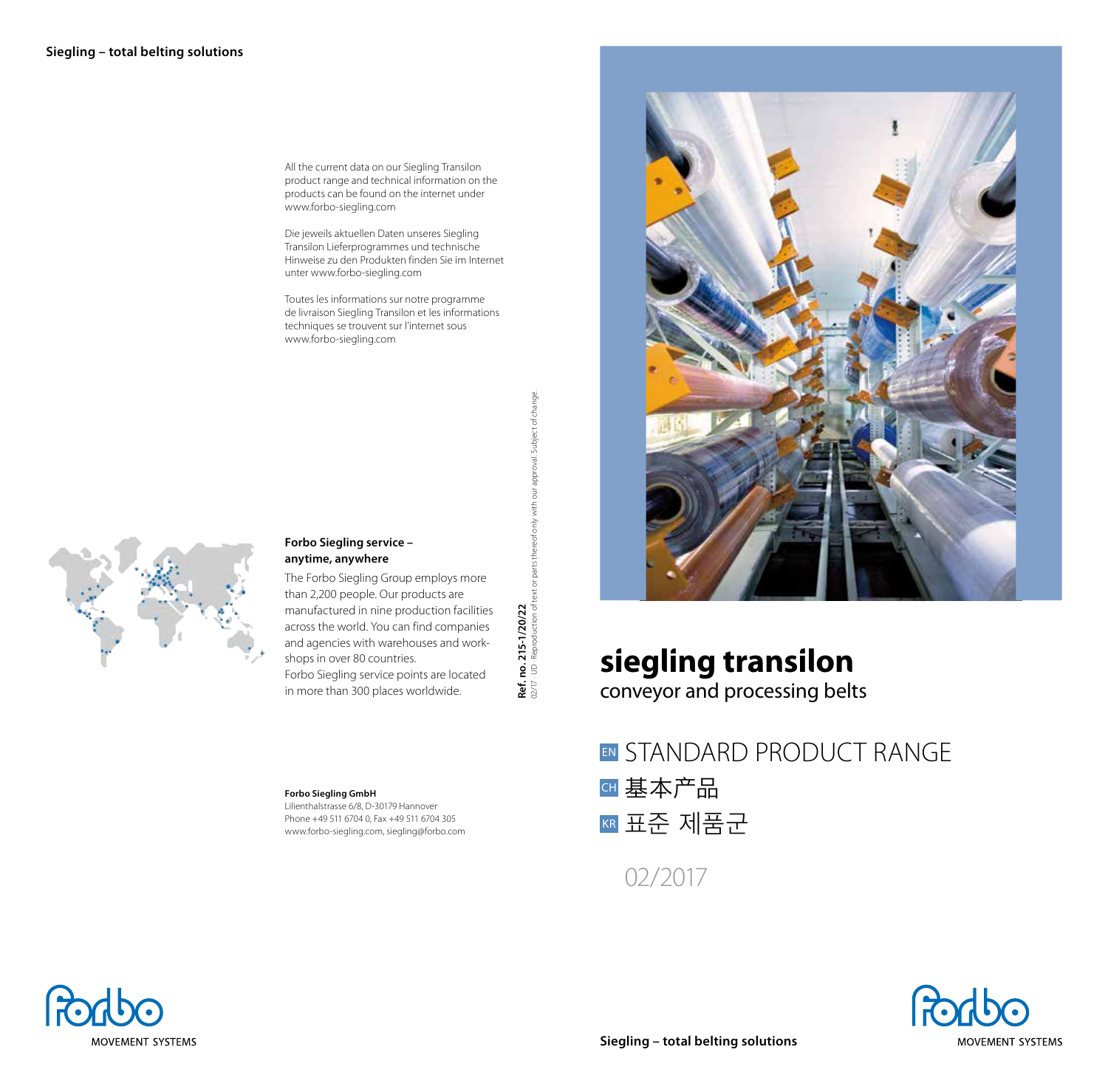Siegling – total belting solutions

All the current data on our Siegling Transilon product range and technical information on the products can be found on the internet under www.forbo-siegling.com

Die jeweils aktuellen Daten unseres Siegling Transilon Lieferprogrammes und technische Hinweise zu den Produkten finden Sie im Internet unter www.forbo-siegling.com

Toutes les informations sur notre programme de livraison Siegling Transilon et les informations techniques se trouvent sur l'internet sous www.forbo-siegling.com

**Forbo Siegling service – anytime, anywhere**

The Forbo Siegling Group employs more than 2,200 people. Our products are manufactured in nine production facilities across the world. You can find companies and agencies with warehouses and workshops in over 80 countries. Forbo Siegling service points are located in more than 300 places worldwide.

**Ref. no. 215-1/20/22**
02/17 · UD · Reproduction of text or parts thereof only with our approval. Subject of change.

**Forbo Siegling GmbH**
Lilienthalstrasse 6/8, D-30179 Hannover
Phone +49 511 6704 0, Fax +49 511 6704 305
www.forbo-siegling.com, siegling@forbo.com

forbo MOVEMENT SYSTEMS

# siegling transilon

conveyor and processing belts

## EN STANDARD PRODUCT RANGE

## CH 基本产品

## KR 표준 제품군

02/2017

Siegling – total belting solutions

forbo MOVEMENT SYSTEMS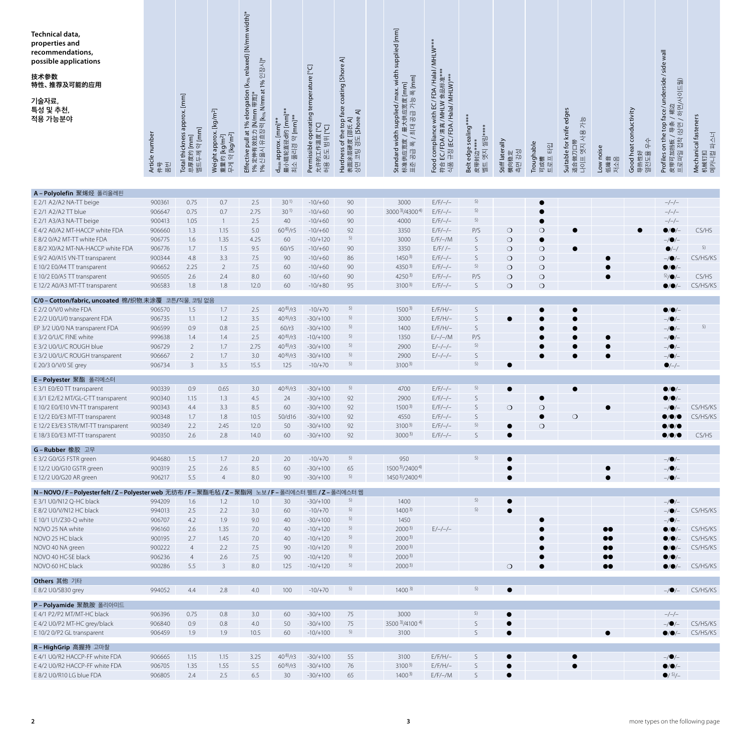| **Technical data, properties and recommendations, possible applications** <br> **技术参数 特性、推荐及可能的应用** <br> **기술자료, 특성 및 추천, 적용 가능분야** | Article number 件号 품번 | Total thickness approx. [mm] 总厚度约 [mm] 벨트두께 약 [mm] | Weight approx. [kg/m²] 重量约 [kg/m²] 무게 약 [kg/m²] | Effective pull at 1% elongation ($k_{1\%}$ relaxed) [N/mm width]* 1% 定伸有效拉力 [N/mm 带宽]* 1% 신율시 유효장력 [$k_{1\%}$ N/mm at 1% 인장시]* | $d_{min}$ approx. [mm]** 最小辊轮直径d约 [mm]** 최소 풀리경 약 [mm]** | Permissible operating temperature [°C] 允许的工作温度 [°C] 허용 온도 범위 [°C] | Hardness of the top face coating [Shore A] 表面涂层硬度 [邵氏 A] 상면 코팅 경도 [Shore A] | Standard width supplied / max. width supplied [mm] 标准供应宽度 / 最大供应宽度 [mm] 표준 공급 폭 / 최대 공급 가능 폭 [mm] | Food compliance with EC/FDA/Halal/MHLW*** 符合 EC/FDA/清真/MHLW 食品标准*** 식품 규정 (EC/FDA/Halal/MHLW)*** | Belt edge sealing**** 皮带封边**** 벨트 엣지 실링**** | Stiff laterally 横向稳定 측면 강성 | Troughable 可成槽 트로프 타입 | Suitable for knife edges 适合做刀口带 나이프 엣지 사용 가능 | Low noise 低噪音 저소음 | Good heat conductivity 导热性好 열전도율 우수 | Profiles on the top face / underside / side wall 皮带可加挡板 / 导条 / 裙边 프로파일 접착 (상면 / 하면/사이드월) | Mechanical fasteners 机械钉扣 메카니컬 파스너 |
|---|---|---|---|---|---|---|---|---|---|---|---|---|---|---|---|---|---|
| **A – Polyolefin 聚烯烃 폴리올레핀** | | | | | | | | | | | | | | | | | |
| E 2/1 A2/A2 NA-TT beige | 900361 | 0.75 | 0.7 | 2.5 | 30 [1)] | -10/+60 | 90 | 3000 | E/F/–/– | 5) | | ● | | | | –/–/– | |
| E 2/1 A2/A2 TT blue | 906647 | 0.75 | 0.7 | 2.75 | 30 [1)] | -10/+60 | 90 | 3000 [3)]/4300 [4)] | E/F/–/– | 5) | | ● | | | | –/–/– | |
| E 2/1 A3/A3 NA-TT beige | 900413 | 1.05 | 1 | 2.5 | 40 | -10/+60 | 90 | 4000 | E/F/–/– | 5) | | ● | | | | –/–/– | |
| E 4/2 A0/A2 MT-HACCP white FDA | 906660 | 1.3 | 1.15 | 5.0 | 60 [8)]/r5 | -10/+60 | 92 | 3350 | E/F/–/– | P/S | ❍ | ❍ | ● | | ● | ●/●/– | CS/HS |
| E 8/2 0/A2 MT-TT white FDA | 906775 | 1.6 | 1.35 | 4.25 | 60 | -10/+120 | 5) | 3000 | E/F/–/M | S | ❍ | ● | | | | –/●/– | |
| E 8/2 X0/A2 MT-NA-HACCP white FDA | 906776 | 1.7 | 1.5 | 9.5 | 60/r5 | -10/+60 | 90 | 3350 | E/F/ /– | S | ❍ | ❍ | ● | | | ●/–/ | 5) |
| E 9/2 A0/A15 VN-TT transparent | 900344 | 4.8 | 3.3 | 7.5 | 90 | -10/+60 | 86 | 1450 [3)] | E/F/–/– | S | ❍ | ❍ | | ● | | –/●/– | CS/HS/KS |
| E 10/2 E0/A4 TT transparent | 906652 | 2.25 | 2 | 7.5 | 60 | -10/+60 | 90 | 4350 [3)] | E/F/–/– | 5) | ❍ | ❍ | | ● | | ●/●/– | |
| E 10/2 E0/A5 TT transparent | 906505 | 2.6 | 2.4 | 8.0 | 60 | -10/+60 | 90 | 4250 [3)] | E/F/–/– | P/S | ❍ | ❍ | | ● | | 5)/●/– | CS/HS |
| E 12/2 A0/A3 MT-TT transparent | 906583 | 1.8 | 1.8 | 12.0 | 60 | -10/+80 | 95 | 3100 [3)] | E/F/–/– | S | ❍ | ❍ | | | | ●/●/– | CS/HS/KS |
| **C/0 – Cotton/fabric, uncoated 棉/织物,未涂覆 코튼/직물, 코팅 없음** | | | | | | | | | | | | | | | | | |
| E 2/2 0/V/0 white FDA | 906570 | 1.5 | 1.7 | 2.5 | 40 [8)]/r3 | -10/+70 | 5) | 1500 [3)] | E/F/H/– | S | | ● | ● | | | ●/●/– | |
| E 2/2 U0/U/0 transparent FDA | 906735 | 1.1 | 1.2 | 3.5 | 40 [8)]/r3 | -30/+100 | 5) | 3000 | E/F/H/– | S | ● | ● | ● | | | –/●/– | |
| EP 3/2 U0/0 NA transparent FDA | 906599 | 0.9 | 0.8 | 2.5 | 60/r3 | -30/+100 | 5) | 1400 | E/F/H/– | S | | ● | ● | | | –/●/– | 5) |
| E 3/2 0/U/C FINE white | 999638 | 1.4 | 1.4 | 2.5 | 40 [8)]/r3 | -10/+100 | 5) | 1350 | E/–/–/M | P/S | | ● | ● | ● | | –/●/– | |
| E 3/2 U0/U/C ROUGH blue | 906729 | 2 | 1.7 | 2.75 | 40 [8)]/r3 | -30/+100 | 5) | 2900 | E/–/–/– | 5) | | ● | ● | ● | | –/●/– | |
| E 3/2 U0/U/C ROUGH transparent | 906667 | 2 | 1.7 | 3.0 | 40 [8)]/r3 | -30/+100 | 5) | 2900 | E/–/–/– | S | | ● | ● | ● | | –/●/– | |
| E 20/3 0/V/0 SE grey | 906734 | 3 | 3.5 | 15.5 | 125 | -10/+70 | 5) | 3100 [3)] | | 5) | ● | | | | | ●/–/– | |
| **E – Polyester 聚酯 폴리에스터** | | | | | | | | | | | | | | | | | |
| E 3/1 E0/E0 TT transparent | 900339 | 0.9 | 0.65 | 3.0 | 40 [8)]/r3 | -30/+100 | 5) | 4700 | E/F/–/– | 5) | ● | | ● | | | ●/●/– | |
| E 3/1 E2/E2 MT/GL-C-TT transparent | 900340 | 1.15 | 1.3 | 4.5 | 24 | -30/+100 | 92 | 2900 | E/F/–/– | S | | ● | | | | ●/●/– | |
| E 10/2 E0/E10 VN-TT transparent | 900343 | 4.4 | 3.3 | 8.5 | 60 | -30/+100 | 92 | 1500 [3)] | E/F/–/– | S | ❍ | ❍ | | ● | | –/●/– | CS/HS/KS |
| E 12/2 E0/E3 MT-TT transparent | 900348 | 1.7 | 1.8 | 10.5 | 50/d16 | -30/+100 | 92 | 4550 | E/F/–/– | S | | ● | ❍ | | | ●/●/● | CS/HS/KS |
| E 12/2 E3/E3 STR/MT-TT transparent | 900349 | 2.2 | 2.45 | 12.0 | 50 | -30/+100 | 92 | 3100 [3)] | E/F/–/– | 5) | ● | ❍ | | | | ●/●/● | |
| E 18/3 E0/E3 MT-TT transparent | 900350 | 2.6 | 2.8 | 14.0 | 60 | -30/+100 | 92 | 3000 [3)] | E/F/–/– | S | ● | | | | | ●/●/● | CS/HS |
| **G – Rubber 橡胶 고무** | | | | | | | | | | | | | | | | | |
| E 3/2 G0/G5 FSTR green | 904680 | 1.5 | 1.7 | 2.0 | 20 | -10/+70 | 5) | 950 | | 5) | ● | | | | | –/●/– | |
| E 12/2 U0/G10 GSTR green | 900319 | 2.5 | 2.6 | 8.5 | 60 | -30/+100 | 65 | 1500 [3)]/2400 [4)] | | | ● | | | ● | | –/●/– | |
| E 12/2 U0/G20 AR green | 906217 | 5.5 | 4 | 8.0 | 90 | -30/+100 | 5) | 1450 [3)]/2400 [4)] | | | ● | | | ● | | –/●/– | |
| **N – NOVO / F – Polyester felt / Z – Polyester web 无纺布 / F – 聚酯毛毡 / Z – 聚酯网 노보 / F – 폴리에스터 펠트 / Z – 폴리에스터 웹** | | | | | | | | | | | | | | | | | |
| E 3/1 U0/N12 Q-HC black | 994209 | 1.6 | 1.2 | 1.0 | 30 | -30/+100 | 5) | 1400 | | 5) | ● | | | | | –/●/– | |
| E 8/2 U0/V/N12 HC black | 994013 | 2.5 | 2.2 | 3.0 | 60 | -10/+70 | 5) | 1400 [3)] | | 5) | ● | | | | | –/●/– | CS/HS/KS |
| E 10/1 U1/Z30-Q white | 906707 | 4.2 | 1.9 | 9.0 | 40 | -30/+100 | 5) | 1450 | | | | ● | | | | –/●/– | |
| NOVO 25 NA white | 996160 | 2.6 | 1.35 | 7.0 | 40 | -10/+120 | 5) | 2000 [3)] | E/–/–/– | | | ● | | ●● | | ●/●/– | CS/HS/KS |
| NOVO 25 HC black | 900195 | 2.7 | 1.45 | 7.0 | 40 | -10/+120 | 5) | 2000 [3)] | | | | ● | | ●● | | ●/●/– | CS/HS/KS |
| NOVO 40 NA green | 900222 | 4 | 2.2 | 7.5 | 90 | -10/+120 | 5) | 2000 [3)] | | | | ● | | ●● | | ●/●/– | CS/HS/KS |
| NOVO 40 HC-SE black | 906236 | 4 | 2.6 | 7.5 | 90 | -10/+120 | 5) | 2000 [3)] | | | | ● | | ●● | | ●/●/– | |
| NOVO 60 HC black | 900286 | 5.5 | 3 | 8.0 | 125 | -10/+120 | 5) | 2000 [3)] | | | ❍ | ● | | ●● | | ●/●/– | CS/HS/KS |
| **Others 其他 기타** | | | | | | | | | | | | | | | | | |
| E 8/2 U0/SB30 grey | 994052 | 4.4 | 2.8 | 4.0 | 100 | -10/+70 | 5) | 1400 [3)] | | 5) | ● | | | | | –/●/– | CS/HS/KS |
| **P – Polyamide 聚酰胺 폴리아미드** | | | | | | | | | | | | | | | | | |
| E 4/1 P2/P2 MT/MT-HC black | 906396 | 0.75 | 0.8 | 3.0 | 60 | -30/+100 | 75 | 3000 | | 5) | ● | | | | | –/–/– | |
| E 4/2 U0/P2 MT-HC grey/black | 906840 | 0.9 | 0.8 | 4.0 | 50 | -30/+100 | 75 | 3500 [3)]/4100 [4)] | | S | ● | | | | | –/●/– | CS/HS/KS |
| E 10/2 0/P2 GL transparent | 906459 | 1.9 | 1.9 | 10.5 | 60 | -10/+100 | 5) | 3100 | | S | ● | | | ● | | ●/●/– | CS/HS/KS |
| **R – HighGrip 高握持 고마찰** | | | | | | | | | | | | | | | | | |
| E 4/1 U0/R2 HACCP-FF white FDA | 906665 | 1.15 | 1.15 | 3.25 | 40 [8)]/r3 | -30/+100 | 55 | 3100 | E/F/H/– | S | ● | | ● | | | –/●/– | |
| E 4/2 U0/R2 HACCP-FF white FDA | 906705 | 1.35 | 1.55 | 5.5 | 60 [8)]/r3 | -30/+100 | 76 | 3100 [3)] | E/F/H/– | S | ● | | ● | | | ●/●/– | |
| E 8/2 U0/R10 LG blue FDA | 906805 | 2.4 | 2.5 | 6.5 | 30 | -30/+100 | 65 | 1400 [3)] | E/F/–/M | S | ● | | | | | ●/5)/– | |

more types on the following page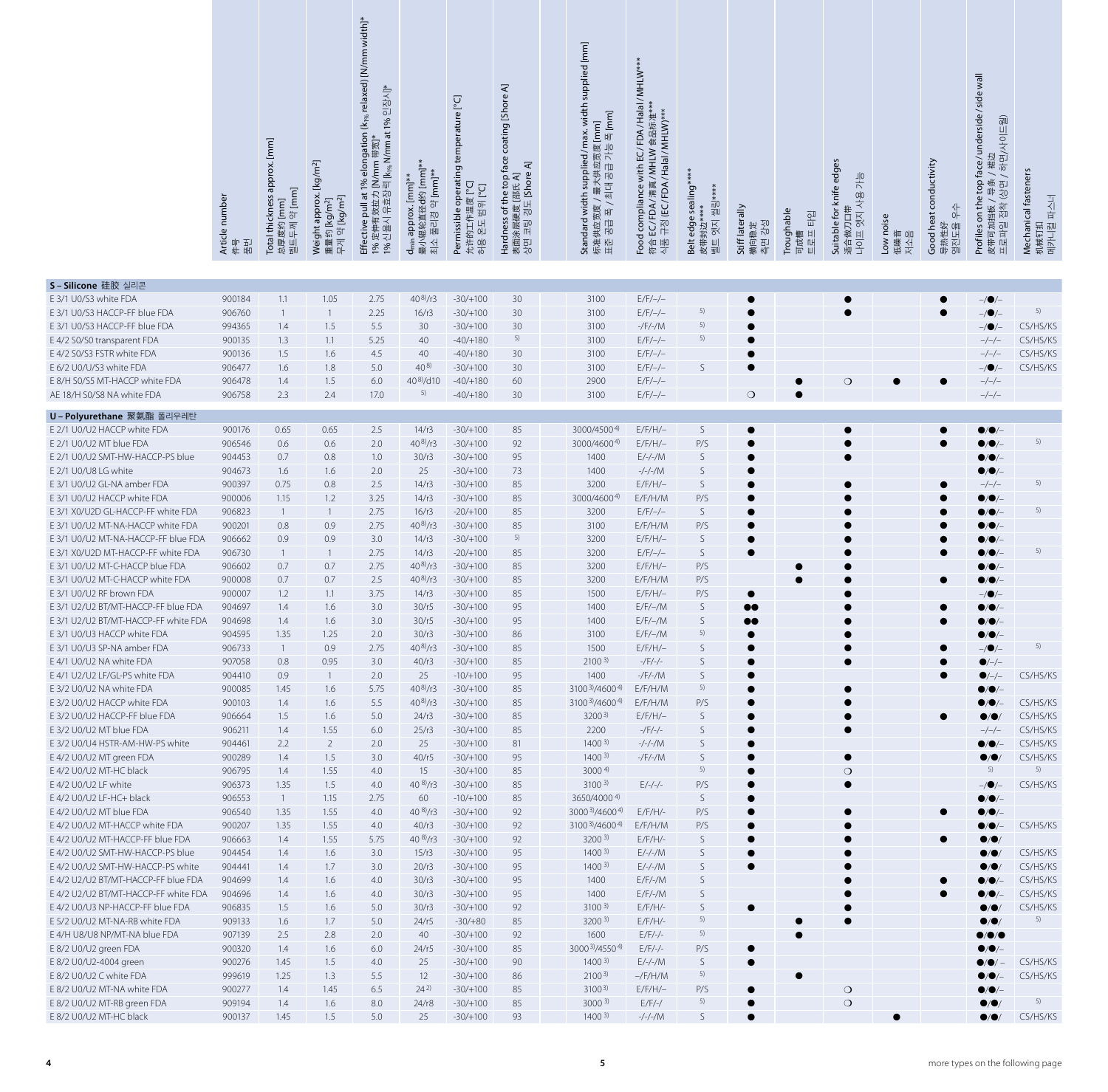| | Article number 件号 품번 | Total thickness approx. [mm] 总厚度约 [mm] 벨트두께 약 [mm] | Weight approx. [kg/m²] 重量约 [kg/m²] 무게 약 [kg/m²] | Effective pull at 1% elongation ($k_{1\%}$ relaxed) [N/mm width]* 1% 定伸有效拉力 [N/mm 带宽]* 1% 신율시 유효장력 [$k_{1\%}$ N/mm at 1% 인장시]* | $d_{min}$ approx. [mm]** 最小辊轮直径约 [mm]** 최소 풀리경 약 [mm]** | Permissible operating temperature [°C] 允许的工作温度 [°C] 허용 온도 범위 [°C] | Hardness of the top face coating [Shore A] 表面涂层硬度 [邵氏 A] 상면 코팅 경도 [Shore A] | Standard width supplied / max. width supplied [mm] 标准供应宽度 / 最大供应宽度 [mm] 표준 공급 폭 / 최대 공급 가능 폭 [mm] | Food compliance with EC / FDA / Halal / MHLW*** 符合 EC/FDA/清真/MHLW 食品标准*** 식품 규정 (EC/FDA/Halal/MHLW)*** | Belt edge sealing**** 皮带封边**** 벨트 엣지 씰링**** | Stiff laterally 横向稳定 측면 강성 | Troughable 可成槽 트로프 타입 | Suitable for knife edges 适合做刀口带 나이프 엣지 사용 가능 | Low noise 低噪音 저소음 | Good heat conductivity 导热性好 열전도율 우수 | Profiles on the top face / underside / side wall 皮带可加挡板 / 导条 / 裙边 프로파일 접착 (상면 / 하면/사이드월) | Mechanical fasteners 机械钉扣 메카니컬 파스너 |
|---|---|---|---|---|---|---|---|---|---|---|---|---|---|---|---|---|---|
| **S – Silicone 硅胶 실리콘** | | | | | | | | | | | | | | | | | |
| E 3/1 U0/S3 white FDA | 900184 | 1.1 | 1.05 | 2.75 | 40[8)]/r3 | -30/+100 | 30 | 3100 | E/F/–/– | | ● | | ● | | ● | –/●/– | |
| E 3/1 U0/S3 HACCP-FF blue FDA | 906760 | 1 | 1 | 2.25 | 16/r3 | -30/+100 | 30 | 3100 | E/F/–/– | 5) | ● | | ● | | ● | –/●/– | 5) |
| E 3/1 U0/S3 HACCP-FF blue FDA | 994365 | 1.4 | 1.5 | 5.5 | 30 | -30/+100 | 30 | 3100 | -/F/-/M | 5) | ● | | | | | –/●/– | CS/HS/KS |
| E 4/2 S0/S0 transparent FDA | 900135 | 1.3 | 1.1 | 5.25 | 40 | -40/+180 | 5) | 3100 | E/F/–/– | 5) | ● | | | | | –/–/– | CS/HS/KS |
| E 4/2 S0/S3 FSTR white FDA | 900136 | 1.5 | 1.6 | 4.5 | 40 | -40/+180 | 30 | 3100 | E/F/–/– | | ● | | | | | –/–/– | CS/HS/KS |
| E 6/2 U0/U/S3 white FDA | 906477 | 1.6 | 1.8 | 5.0 | 40[8)] | -30/+100 | 30 | 3100 | E/F/–/– | S | ● | | | | | –/●/– | CS/HS/KS |
| E 8/H S0/S5 MT-HACCP white FDA | 906478 | 1.4 | 1.5 | 6.0 | 40[8)]/d10 | -40/+180 | 60 | 2900 | E/F/–/– | | | ● | ❍ | ● | ● | –/–/– | |
| AE 18/H S0/S8 NA white FDA | 906758 | 2.3 | 2.4 | 17.0 | 5) | -40/+180 | 30 | 3100 | E/F/–/– | | ❍ | ● | | | | –/–/– | |
| **U – Polyurethane 聚氨酯 폴리우레탄** | | | | | | | | | | | | | | | | | |
| E 2/1 U0/U2 HACCP white FDA | 900176 | 0.65 | 0.65 | 2.5 | 14/r3 | -30/+100 | 85 | 3000/4500[4)] | E/F/H/– | S | ● | | ● | | ● | ●/●/– | |
| E 2/1 U0/U2 MT blue FDA | 906546 | 0.6 | 0.6 | 2.0 | 40[8)]/r3 | -30/+100 | 92 | 3000/4600[4)] | E/F/H/– | P/S | ● | | ● | | ● | ●/●/– | 5) |
| E 2/1 U0/U2 SMT-HW-HACCP-PS blue | 904453 | 0.7 | 0.8 | 1.0 | 30/r3 | -30/+100 | 95 | 1400 | E/-/-/M | S | ● | | ● | | | ●/●/– | |
| E 2/1 U0/U8 LG white | 904673 | 1.6 | 1.6 | 2.0 | 25 | -30/+100 | 73 | 1400 | -/-/-/M | S | ● | | | | | ●/●/– | |
| E 3/1 U0/U2 GL-NA amber FDA | 900397 | 0.75 | 0.8 | 2.5 | 14/r3 | -30/+100 | 85 | 3200 | E/F/H/– | S | ● | | ● | | ● | –/–/– | 5) |
| E 3/1 U0/U2 HACCP white FDA | 900006 | 1.15 | 1.2 | 3.25 | 14/r3 | -30/+100 | 85 | 3000/4600[4)] | E/F/H/M | P/S | ● | | ● | | ● | ●/●/– | |
| E 3/1 X0/U2D GL-HACCP-FF white FDA | 906823 | 1 | 1 | 2.75 | 16/r3 | -20/+100 | 85 | 3200 | E/F/–/– | S | ● | | ● | | ● | ●/●/– | 5) |
| E 3/1 U0/U2 MT-NA-HACCP white FDA | 900201 | 0.8 | 0.9 | 2.75 | 40[8)]/r3 | -30/+100 | 85 | 3100 | E/F/H/M | P/S | ● | | ● | | ● | ●/●/– | |
| E 3/1 U0/U2 MT-NA-HACCP-FF blue FDA | 906662 | 0.9 | 0.9 | 3.0 | 14/r3 | -30/+100 | 5) | 3200 | E/F/H/– | S | ● | | ● | | ● | ●/●/– | |
| E 3/1 X0/U2D MT-HACCP-FF white FDA | 906730 | 1 | 1 | 2.75 | 14/r3 | -20/+100 | 85 | 3200 | E/F/–/– | S | ● | | ● | | ● | ●/●/– | 5) |
| E 3/1 U0/U2 MT-C-HACCP blue FDA | 906602 | 0.7 | 0.7 | 2.75 | 40[8)]/r3 | -30/+100 | 85 | 3200 | E/F/H/– | P/S | | ● | ● | | | ●/●/– | |
| E 3/1 U0/U2 MT-C-HACCP white FDA | 900008 | 0.7 | 0.7 | 2.5 | 40[8)]/r3 | -30/+100 | 85 | 3200 | E/F/H/M | P/S | | ● | ● | | ● | ●/●/– | |
| E 3/1 U0/U2 RF brown FDA | 900007 | 1.2 | 1.1 | 3.75 | 14/r3 | -30/+100 | 85 | 1500 | E/F/H/– | P/S | ● | | ● | | | –/●/– | |
| E 3/1 U2/U2 BT/MT-HACCP-FF blue FDA | 904697 | 1.4 | 1.6 | 3.0 | 30/r5 | -30/+100 | 95 | 1400 | E/F/–/M | S | ●● | | ● | | ● | ●/●/– | |
| E 3/1 U2/U2 BT/MT-HACCP-FF white FDA | 904698 | 1.4 | 1.6 | 3.0 | 30/r5 | -30/+100 | 95 | 1400 | E/F/–/M | S | ●● | | ● | | ● | ●/●/– | |
| E 3/1 U0/U3 HACCP white FDA | 904595 | 1.35 | 1.25 | 2.0 | 30/r3 | -30/+100 | 86 | 3100 | E/F/–/M | 5) | ● | | ● | | | ●/●/– | |
| E 3/1 U0/U3 SP-NA amber FDA | 906733 | 1 | 0.9 | 2.75 | 40[8)]/r3 | -30/+100 | 85 | 1500 | E/F/H/– | S | ● | | ● | | ● | –/●/– | 5) |
| E 4/1 U0/U2 NA white FDA | 907058 | 0.8 | 0.95 | 3.0 | 40/r3 | -30/+100 | 85 | 2100[3)] | -/F/-/- | S | ● | | ● | | ● | ●/–/– | |
| E 4/1 U2/U2 LF/GL-PS white FDA | 904410 | 0.9 | 1 | 2.0 | 25 | -10/+100 | 95 | 1400 | -/F/-/M | S | ● | | | | ● | ●/–/– | CS/HS/KS |
| E 3/2 U0/U2 NA white FDA | 900085 | 1.45 | 1.6 | 5.75 | 40[8)]/r3 | -30/+100 | 85 | 3100[3)]/4600[4)] | E/F/H/M | 5) | ● | | ● | | | ●/●/– | |
| E 3/2 U0/U2 HACCP white FDA | 900103 | 1.4 | 1.6 | 5.5 | 40[8)]/r3 | -30/+100 | 85 | 3100[3)]/4600[4)] | E/F/H/M | P/S | ● | | ● | | | ●/●/– | CS/HS/KS |
| E 3/2 U0/U2 HACCP-FF blue FDA | 906664 | 1.5 | 1.6 | 5.0 | 24/r3 | -30/+100 | 85 | 3200[3)] | E/F/H/– | S | ● | | ● | | ● | ●/●/ | CS/HS/KS |
| E 3/2 U0/U2 MT blue FDA | 906211 | 1.4 | 1.55 | 6.0 | 25/r3 | -30/+100 | 85 | 2200 | -/F/-/- | S | ● | | ● | | | –/–/– | CS/HS/KS |
| E 3/2 U0/U4 HSTR-AM-HW-PS white | 904461 | 2.2 | 2 | 2.0 | 25 | -30/+100 | 81 | 1400[3)] | -/-/-/M | S | ● | | | | | ●/●/– | CS/HS/KS |
| E 4/2 U0/U2 MT green FDA | 900289 | 1.4 | 1.5 | 3.0 | 40/r5 | -30/+100 | 95 | 1400[3)] | -/F/-/M | S | ● | | ● | | | ●/●/ | CS/HS/KS |
| E 4/2 U0/U2 MT-HC black | 906795 | 1.4 | 1.55 | 4.0 | 15 | -30/+100 | 85 | 3000[4)] | | 5) | ● | | ❍ | | | 5) | 5) |
| E 4/2 U0/U2 LF white | 906373 | 1.35 | 1.5 | 4.0 | 40[8)]/r3 | -30/+100 | 85 | 3100[3)] | E/-/-/- | P/S | ● | | ● | | | –/●/– | CS/HS/KS |
| E 4/2 U0/U2 LF-HC+ black | 906553 | 1 | 1.15 | 2.75 | 60 | -10/+100 | 85 | 3650/4000[4)] | | S | ● | | | | | ●/●/– | |
| E 4/2 U0/U2 MT blue FDA | 906540 | 1.35 | 1.55 | 4.0 | 40[8)]/r3 | -30/+100 | 92 | 3000[3)]/4600[4)] | E/F/H/- | P/S | ● | | ● | | ● | ●/●/– | |
| E 4/2 U0/U2 MT-HACCP white FDA | 900207 | 1.35 | 1.55 | 4.0 | 40/r3 | -30/+100 | 92 | 3100[3)]/4600[4)] | E/F/H/M | P/S | ● | | ● | | | ●/●/– | CS/HS/KS |
| E 4/2 U0/U2 MT-HACCP-FF blue FDA | 906663 | 1.4 | 1.55 | 5.75 | 40[8)]/r3 | -30/+100 | 92 | 3200[3)] | E/F/H/- | S | ● | | ● | | ● | ●/●/ | |
| E 4/2 U0/U2 SMT-HW-HACCP-PS blue | 904454 | 1.4 | 1.6 | 3.0 | 15/r3 | -30/+100 | 95 | 1400[3)] | E/-/-/M | S | ● | | ● | | | ●/●/ | CS/HS/KS |
| E 4/2 U0/U2 SMT-HW-HACCP-PS white | 904441 | 1.4 | 1.7 | 3.0 | 20/r3 | -30/+100 | 95 | 1400[3)] | E/-/-/M | S | ● | | ● | | | ●/●/ | CS/HS/KS |
| E 4/2 U2/U2 BT/MT-HACCP-FF blue FDA | 904699 | 1.4 | 1.6 | 4.0 | 30/r3 | -30/+100 | 95 | 1400 | E/F/-/M | S | | | ● | | ● | ●/●/– | CS/HS/KS |
| E 4/2 U2/U2 BT/MT-HACCP-FF white FDA | 904696 | 1.4 | 1.6 | 4.0 | 30/r3 | -30/+100 | 95 | 1400 | E/F/-/M | S | | | ● | | ● | ●/●/– | CS/HS/KS |
| E 4/2 U0/U3 NP-HACCP-FF blue FDA | 906835 | 1.5 | 1.6 | 5.0 | 30/r3 | -30/+100 | 92 | 3100[3)] | E/F/H/- | S | ● | | ● | | | ●/●/ | CS/HS/KS |
| E 5/2 U0/U2 MT-NA-RB white FDA | 909133 | 1.6 | 1.7 | 5.0 | 24/r5 | -30/+80 | 85 | 3200[3)] | E/F/H/- | 5) | | ● | ● | | | ●/●/ | 5) |
| E 4/H U8/U8 NP/MT-NA blue FDA | 907139 | 2.5 | 2.8 | 2.0 | 40 | -30/+100 | 92 | 1600 | E/F/-/- | 5) | | ● | | | | ●/●/● | |
| E 8/2 U0/U2 green FDA | 900320 | 1.4 | 1.6 | 6.0 | 24/r5 | -30/+100 | 85 | 3000[3)]/4550[4)] | E/F/-/- | P/S | ● | | | | | ●/●/– | |
| E 8/2 U0/U2-4004 green | 900276 | 1.45 | 1.5 | 4.0 | 25 | -30/+100 | 90 | 1400[3)] | E/-/-/M | S | ● | | | | | ●/●/– | CS/HS/KS |
| E 8/2 U0/U2 C white FDA | 999619 | 1.25 | 1.3 | 5.5 | 12 | -30/+100 | 86 | 2100[3)] | –/F/H/M | 5) | | ● | | | | ●/●/– | CS/HS/KS |
| E 8/2 U0/U2 MT-NA white FDA | 900277 | 1.4 | 1.45 | 6.5 | 24[2)] | -30/+100 | 85 | 3100[3)] | E/F/H/– | P/S | ● | | ❍ | | | ●/●/– | |
| E 8/2 U0/U2 MT-RB green FDA | 909194 | 1.4 | 1.6 | 8.0 | 24/r8 | -30/+100 | 85 | 3000[3)] | E/F/-/ | 5) | ● | | ❍ | | | ●/●/ | 5) |
| E 8/2 U0/U2 MT-HC black | 900137 | 1.45 | 1.5 | 5.0 | 25 | -30/+100 | 93 | 1400[3)] | -/-/-/M | S | ● | | | ● | | ●/●/ | CS/HS/KS |

more types on the following page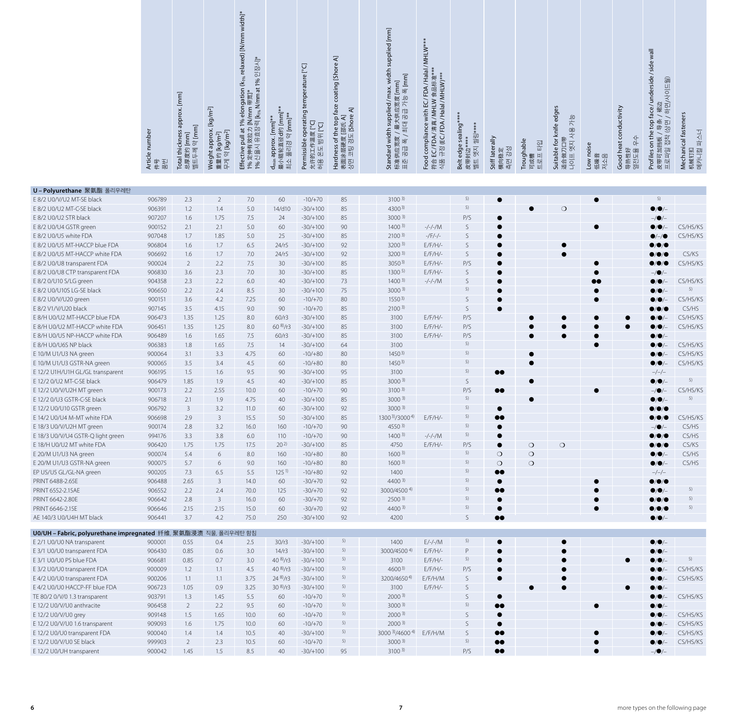| Article number 件号 품번 | Total thickness approx. [mm] 总厚度约 [mm] 벨트두께 약 [mm] | Weight approx. [kg/m²] 重量约 [kg/m²] 무게 약 [kg/m²] | Effective pull at 1% elongation ($k_{1\%}$ relaxed) [N/mm width]* 1% 定伸有效拉力 [N/mm 带宽]* 1% 신율시 유효장력 [$k_{1\%}$ N/mm at 1% 인장시]* | $d_{min}$ approx. [mm]** 最小辊轮直径约 [mm]** 최소 풀리경 약 [mm]** | Permissible operating temperature [°C] 允许的工作温度 [°C] 허용 온도 범위 [°C] | Hardness of the top face coating [Shore A] 表面涂层硬度 [邵氏 A] 상면 코팅 경도 [Shore A] | Standard width supplied / max. width supplied [mm] 标准供应宽度 / 最大供应宽度 [mm] 표준 공급 폭 / 최대 공급 가능 폭 [mm] | Food compliance with EC / FDA / Halal / MHLW*** 符合 EC/FDA/清真/MHLW 食品标准*** 식품 규정 (EC/FDA/Halal/MHLW)*** | Belt edge sealing**** 皮带封边**** 벨트 엣지 씰링**** | Stiff laterally 横向稳定 측면 강성 | Troughable 可成槽 트로프 타입 | Suitable for knife edges 适合做刀口带 나이프 엣지 사용 가능 | Low noise 低噪音 저소음 | Good heat conductivity 导热性好 열전도율 우수 | Profiles on the top face / underside / side wall 皮带可加挡板 / 导条 / 裙边 프로파일 접착 (상면 / 하면/사이드월) | Mechanical fasteners 机械钉扣 메카니컬 파스너 |
|---|---|---|---|---|---|---|---|---|---|---|---|---|---|---|---|---|
| **U – Polyurethane 聚氨酯 폴리우레탄** | | | | | | | | | | | | | | | | |
| E 8/2 U0/V/U2 MT-SE black | 906789 | 2.3 | 2 | 7.0 | 60 | -10/+70 | 85 | 3100 3) | | 5) | ● | | | ● | | 5) | |
| E 8/2 U0/U2 MT-C-SE black | 906391 | 1.2 | 1.4 | 5.0 | 14/d10 | -30/+100 | 85 | 4300 3) | | 5) | | ● | ❍ | | | ●/●/– | |
| E 8/2 U0/U2 STR black | 907207 | 1.6 | 1.75 | 7.5 | 24 | -30/+100 | 85 | 3000 3) | | P/S | ● | | | | | –/●/– | |
| E 8/2 U0/U4 GSTR green | 900152 | 2.1 | 2.1 | 5.0 | 60 | -30/+100 | 90 | 1400 3) | -/-/-/M | S | ● | | | ● | | ●/●/– | CS/HS/KS |
| E 8/2 U0/U5 white FDA | 907048 | 1.7 | 1.85 | 5.0 | 25 | -30/+100 | 85 | 2100 3) | -/F/-/- | S | ● | | | | | ●/–/● | CS/HS/KS |
| E 8/2 U0/U5 MT-HACCP blue FDA | 906804 | 1.6 | 1.7 | 6.5 | 24/r5 | -30/+100 | 92 | 3200 3) | E/F/H/- | S | ● | | ● | | | ●/●/● | |
| E 8/2 U0/U5 MT-HACCP white FDA | 906692 | 1.6 | 1.7 | 7.0 | 24/r5 | -30/+100 | 92 | 3200 3) | E/F/H/- | S | ● | | ● | | | ●/●/● | CS/KS |
| E 8/2 U0/U8 transparent FDA | 900024 | 2 | 2.2 | 7.5 | 30 | -30/+100 | 85 | 3050 3) | E/F/H/- | P/S | ● | | | ● | | ●/●/● | CS/HS/KS |
| E 8/2 U0/U8 CTP transparent FDA | 906830 | 3.6 | 2.3 | 7.0 | 30 | -30/+100 | 85 | 1300 5) | E/F/H/- | S | ● | | | ● | | –/●/– | |
| E 8/2 0/U10 S/LG green | 904358 | 2.3 | 2.2 | 6.0 | 40 | -30/+100 | 73 | 1400 3) | -/-/-/M | S | ● | | | ●● | | ●/●/– | CS/HS/KS |
| E 8/2 U0/U10S LG-SE black | 906650 | 2.2 | 2.4 | 8.5 | 30 | -30/+100 | 75 | 3000 3) | | 5) | ● | | | ● | | ●/●/– | 5) |
| E 8/2 U0/V/U20 green | 900151 | 3.6 | 4.2 | 7.25 | 60 | -10/+70 | 80 | 1550 3) | | S | ● | | | ● | | ●/●/– | CS/HS/KS |
| E 8/2 V1/V/U20 black | 907145 | 3.5 | 4.15 | 9.0 | 90 | -10/+70 | 85 | 2100 3) | | S | ● | | | | | ●/●/● | CS/HS |
| E 8/H U0/U2 MT-HACCP blue FDA | 906473 | 1.35 | 1.25 | 8.0 | 60/r3 | -30/+100 | 85 | 3100 | E/F/H/- | P/S | | ● | ● | ● | ● | ●/●/– | CS/HS/KS |
| E 8/H U0/U2 MT-HACCP white FDA | 906451 | 1.35 | 1.25 | 8.0 | 60 8)/r3 | -30/+100 | 85 | 3100 | E/F/H/- | P/S | | ● | ● | ● | ● | ●/●/– | CS/HS/KS |
| E 8/H U0/U5 NP-HACCP white FDA | 906489 | 1.6 | 1.65 | 7.5 | 60/r3 | -30/+100 | 85 | 3100 | E/F/H/- | P/S | | ● | ● | ● | | ●/●/– | |
| E 8/H U0/U6S NP black | 906383 | 1.8 | 1.65 | 7.5 | 14 | -30/+100 | 64 | 3100 | | 5) | | | | ● | | ●/●/– | CS/HS/KS |
| E 10/M U1/U3 NA green | 900064 | 3.1 | 3.3 | 4.75 | 60 | -10/+80 | 80 | 1450 3) | | 5) | | ● | | | | ●/●/– | CS/HS/KS |
| E 10/M U1/U3 GSTR-NA green | 900065 | 3.5 | 3.4 | 4.5 | 60 | -10/+80 | 80 | 1450 3) | | 5) | | ● | | | | ●/●/– | CS/HS/KS |
| E 12/2 U1H/U1H GL/GL transparent | 906195 | 1.5 | 1.6 | 9.5 | 90 | -30/+100 | 95 | 3100 | | 5) | ●● | | | | | –/–/– | |
| E 12/2 0/U2 MT-C-SE black | 906479 | 1.85 | 1.9 | 4.5 | 40 | -30/+100 | 85 | 3000 3) | | S | | ● | | | | ●/●/– | 5) |
| E 12/2 U0/V/U2H MT green | 900173 | 2.2 | 2.55 | 10.0 | 60 | -10/+70 | 90 | 3100 3) | | P/S | ●● | | | ● | | –/●/– | CS/HS/KS |
| E 12/2 0/U3 GSTR-C-SE black | 906718 | 2.1 | 1.9 | 4.75 | 40 | -30/+100 | 85 | 3000 3) | | 5) | | ● | | | | ●/●/– | 5) |
| E 12/2 U0/U10 GSTR green | 906792 | 3 | 3.2 | 11.0 | 60 | -30/+100 | 92 | 3000 3) | | 5) | ● | | | | | ●/●/● | |
| E 14/2 U0/U4 M-MT white FDA | 906698 | 2.9 | 3 | 15.5 | 50 | -30/+100 | 85 | 1300 3)/3000 4) | E/F/H/- | 5) | ●● | | | | | ●/●/● | CS/HS/KS |
| E 18/3 U0/V/U2H MT green | 900174 | 2.8 | 3.2 | 16.0 | 160 | -10/+70 | 90 | 4550 3) | | 5) | ● | | | | | –/●/– | CS/HS |
| E 18/3 U0/V/U4 GSTR-Q light green | 994176 | 3.3 | 3.8 | 6.0 | 110 | -10/+70 | 90 | 1400 3) | -/-/-/M | 5) | ● | | | | | ●/●/● | CS/HS |
| E 18/H U0/U2 MT white FDA | 906420 | 1.75 | 1.75 | 17.5 | 20 2) | -30/+100 | 85 | 4750 | E/F/H/- | P/S | ● | ❍ | ❍ | | | ●/●/● | CS/KS |
| E 20/M U1/U3 NA green | 900074 | 5.4 | 6 | 8.0 | 160 | -10/+80 | 80 | 1600 3) | | 5) | ❍ | ❍ | | | | ●/●/– | CS/HS |
| E 20/M U1/U3 GSTR-NA green | 900075 | 5.7 | 6 | 9.0 | 160 | -10/+80 | 80 | 1600 3) | | 5) | ❍ | ❍ | | | | ●/●/– | CS/HS |
| EP U5/U5 GL/GL-NA green | 900205 | 7.3 | 6.5 | 5.5 | 125 1) | -10/+80 | 92 | 1400 | | 5) | ●● | | | | | –/–/– | |
| PRINT 6488-2.65E | 906488 | 2.65 | 3 | 14.0 | 60 | -30/+70 | 92 | 4400 3) | | 5) | ● | | | ● | | ●/●/● | |
| PRINT 6552-2.15AE | 906552 | 2.2 | 2.4 | 70.0 | 125 | -30/+70 | 92 | 3000/4500 4) | | 5) | ●● | | | ● | | ●/●/– | 5) |
| PRINT 6642-2.80E | 906642 | 2.8 | 3 | 16.0 | 60 | -30/+70 | 92 | 2500 3) | | 5) | ● | | | ● | | ●/●/● | 5) |
| PRINT 6646-2.15E | 906646 | 2.15 | 2.15 | 15.0 | 60 | -30/+70 | 92 | 4400 3) | | 5) | ● | | | ● | | ●/●/● | 5) |
| AE 140/3 U0/U4H MT black | 906441 | 3.7 | 4.2 | 75.0 | 250 | -30/+100 | 92 | 4200 | | S | ●● | | | | | ●/●/– | |
| **U0/UH – Fabric, polyurethane impregnated 纤维, 聚氨酯浸渍 직물, 폴리우레탄 함침** | | | | | | | | | | | | | | | | |
| E 2/1 U0/U0 NA transparent | 900001 | 0.55 | 0.4 | 2.5 | 30/r3 | -30/+100 | 5) | 1400 | E/-/-/M | 5) | ● | | ● | | | ●/●/– | |
| E 3/1 U0/U0 transparent FDA | 906430 | 0.85 | 0.6 | 3.0 | 14/r3 | -30/+100 | 5) | 3000/4500 4) | E/F/H/- | P | ● | | ● | | | ●/●/– | |
| E 3/1 U0/U0 PS blue FDA | 906681 | 0.85 | 0.7 | 3.0 | 40 8)/r3 | -30/+100 | 5) | 3100 | E/F/H/- | 5) | ● | | ● | | ● | ●/●/– | 5) |
| E 3/2 U0/U0 transparent FDA | 900009 | 1.2 | 1.1 | 4.5 | 40 8)/r3 | -30/+100 | 5) | 4600 3) | E/F/H/- | P/S | ● | | ● | | | ●/●/– | CS/HS/KS |
| E 4/2 U0/U0 transparent FDA | 900206 | 1.1 | 1.1 | 3.75 | 24 8)/r3 | -30/+100 | 5) | 3200/4650 4) | E/F/H/M | S | ● | | ● | | | ●/●/– | CS/HS/KS |
| E 4/2 U0/U0 HACCP-FF blue FDA | 906723 | 1.05 | 0.9 | 3.25 | 30 8)/r3 | -30/+100 | 5) | 3100 | E/F/H/- | S | | ● | ● | | ● | ●/●/– | |
| TE 80/2 0/V0 1.3 transparent | 903791 | 1.3 | 1.45 | 5.5 | 60 | -10/+70 | 5) | 2000 3) | | S | ● | | | | | ●/●/– | CS/HS/KS |
| E 12/2 U0/V/U0 anthracite | 906458 | 2 | 2.2 | 9.5 | 60 | -10/+70 | 5) | 3000 3) | | 5) | ●● | | | ● | | ●/●/– | |
| E 12/2 U0/V/U0 grey | 909148 | 1.5 | 1.65 | 10.0 | 60 | -10/+70 | 5) | 2000 3) | | S | ● | | | | | ●/●/– | CS/HS/KS |
| E 12/2 U0/V/U0 1.6 transparent | 909093 | 1.6 | 1.75 | 10.0 | 60 | -10/+70 | 5) | 2000 3) | | S | ● | | | | | ●/●/– | CS/HS/KS |
| E 12/2 U0/U0 transparent FDA | 900040 | 1.4 | 1.4 | 10.5 | 40 | -30/+100 | 5) | 3000 3)/4600 4) | E/F/H/M | S | ●● | | | ● | | ●/●/– | CS/HS/KS |
| E 12/2 U0/V/U0 SE black | 999903 | 2 | 2.3 | 10.5 | 60 | -10/+70 | 5) | 3000 3) | | 5) | ●● | | | ● | | ●/●/– | CS/HS/KS |
| E 12/2 U0/UH transparent | 900042 | 1.45 | 1.5 | 8.5 | 40 | -30/+100 | 95 | 3100 3) | | P/S | ●● | | | ● | | –/●/– | |

more types on the following page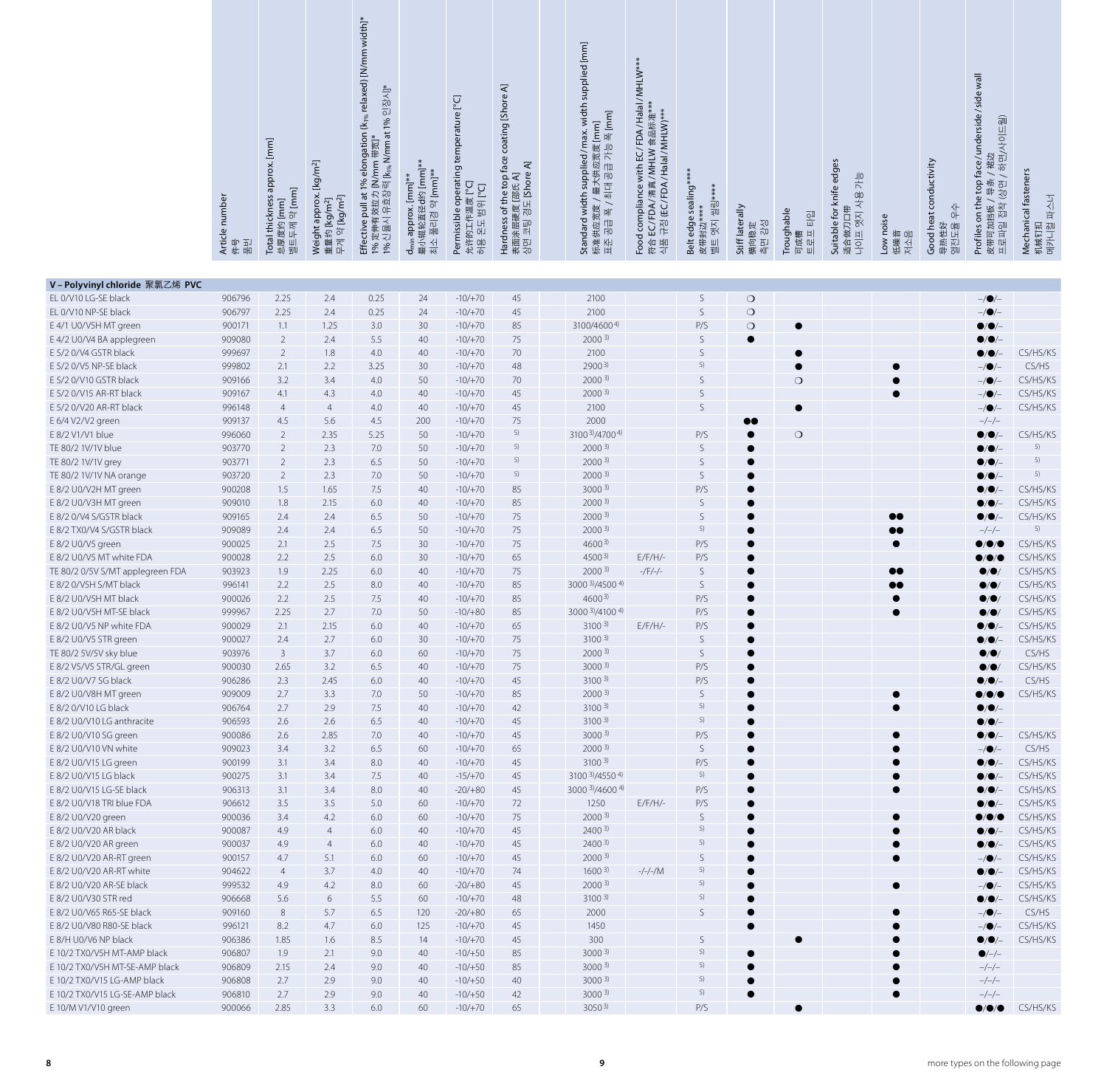| Type | Article number / 件号 / 품번 | Total thickness approx. [mm] / 总厚度约 [mm] / 벨트두께 약 [mm] | Weight approx. [kg/m²] / 重量约 [kg/m²] / 무게 약 [kg/m²] | Effective pull at 1% elongation ($k_{1\%}$ relaxed) [N/mm width]* / 1% 定伸有效拉力 [N/mm 带宽]* / 1% 신율시 유효장력 [$k_{1\%}$ N/mm at 1% 인장시]* | $d_{min}$ approx. [mm]** / 最小辊轮直径约 [mm]** / 최소 풀리경 약 [mm]** | Permissible operating temperature [°C] / 允许的工作温度 [°C] / 허용 온도 범위 [°C] | Hardness of the top face coating [Shore A] / 表面涂层硬度 [邵氏 A] / 상면 코팅 경도 [Shore A] | Standard width supplied / max. width supplied [mm] / 标准供应宽度 / 最大供应宽度 [mm] / 표준 공급 폭 / 최대 공급 가능 폭 [mm] | Food compliance with EC / FDA / Halal / MHLW*** / 符合 EC/FDA/清真/MHLW 食品标准*** / 식품 규정 (EC/FDA/Halal/MHLW)*** | Belt edge sealing**** / 皮带封边**** / 벨트 엣지 씰링**** | Stiff laterally / 横向稳定 / 측면 강성 | Troughable / 可成槽 / 트로프 타입 | Suitable for knife edges / 适合做刀口带 / 나이프 엣지 사용 가능 | Low noise / 低噪音 / 저소음 | Good heat conductivity / 导热性好 / 열전도율 우수 | Profiles on the top face / underside / side wall / 皮带可加挡板 / 导条 / 裙边 / 프로파일 접착 (상면 / 하면/사이드월) | Mechanical fasteners / 机械钉扣 / 메카니컬 파스너 |
|---|---|---|---|---|---|---|---|---|---|---|---|---|---|---|---|---|---|
| **V – Polyvinyl chloride 聚氯乙烯 PVC** | | | | | | | | | | | | | | | | | |
| EL 0/V10 LG-SE black | 906796 | 2.25 | 2.4 | 0.25 | 24 | -10/+70 | 45 | 2100 | | S | ❍ | | | | | –/●/– | |
| EL 0/V10 NP-SE black | 906797 | 2.25 | 2.4 | 0.25 | 24 | -10/+70 | 45 | 2100 | | S | ❍ | | | | | –/●/– | |
| E 4/1 U0/V5H MT green | 900171 | 1.1 | 1.25 | 3.0 | 30 | -10/+70 | 85 | 3100/4600 4) | | P/S | ❍ | ● | | | | ●/●/– | |
| E 4/2 U0/V4 BA applegreen | 909080 | 2 | 2.4 | 5.5 | 40 | -10/+70 | 75 | 2000 3) | | S | ● | | | | | ●/●/– | |
| E 5/2 0/V4 GSTR black | 999697 | 2 | 1.8 | 4.0 | 40 | -10/+70 | 70 | 2100 | | S | | ● | | | | ●/●/– | CS/HS/KS |
| E 5/2 0/V5 NP-SE black | 999802 | 2.1 | 2.2 | 3.25 | 30 | -10/+70 | 48 | 2900 3) | | 5) | | ● | | ● | | –/●/– | CS/HS |
| E 5/2 0/V10 GSTR black | 909166 | 3.2 | 3.4 | 4.0 | 50 | -10/+70 | 70 | 2000 3) | | S | | ❍ | | ● | | –/●/– | CS/HS/KS |
| E 5/2 0/V15 AR-RT black | 909167 | 4.1 | 4.3 | 4.0 | 40 | -10/+70 | 45 | 2000 3) | | S | | | | ● | | –/●/– | CS/HS/KS |
| E 5/2 0/V20 AR-RT black | 996148 | 4 | 4 | 4.0 | 40 | -10/+70 | 45 | 2100 | | S | | ● | | | | –/●/– | CS/HS/KS |
| E 6/4 V2/V2 green | 909137 | 4.5 | 5.6 | 4.5 | 200 | -10/+70 | 75 | 2000 | | | ●● | | | | | –/–/– | |
| E 8/2 V1/V1 blue | 996060 | 2 | 2.35 | 5.25 | 50 | -10/+70 | 5) | 3100 3)/4700 4) | | P/S | ● | ❍ | | | | ●/●/– | CS/HS/KS |
| TE 80/2 1V/1V blue | 903770 | 2 | 2.3 | 7.0 | 50 | -10/+70 | 5) | 2000 3) | | S | ● | | | | | ●/●/– | 5) |
| TE 80/2 1V/1V grey | 903771 | 2 | 2.3 | 6.5 | 50 | -10/+70 | 5) | 2000 3) | | S | ● | | | | | ●/●/– | 5) |
| TE 80/2 1V/1V NA orange | 903720 | 2 | 2.3 | 7.0 | 50 | -10/+70 | 5) | 2000 3) | | S | ● | | | | | ●/●/– | 5) |
| E 8/2 U0/V2H MT green | 900208 | 1.5 | 1.65 | 7.5 | 40 | -10/+70 | 85 | 3000 3) | | P/S | ● | | | | | ●/●/– | CS/HS/KS |
| E 8/2 U0/V3H MT green | 909010 | 1.8 | 2.15 | 6.0 | 40 | -10/+70 | 85 | 2000 3) | | S | ● | | | | | ●/●/– | CS/HS/KS |
| E 8/2 0/V4 S/GSTR black | 909165 | 2.4 | 2.4 | 6.5 | 50 | -10/+70 | 75 | 2000 3) | | S | ● | | | ●● | | ●/●/– | CS/HS/KS |
| E 8/2 TX0/V4 S/GSTR black | 909089 | 2.4 | 2.4 | 6.5 | 50 | -10/+70 | 75 | 2000 3) | | 5) | ● | | | ●● | | –/–/– | 5) |
| E 8/2 U0/V5 green | 900025 | 2.1 | 2.5 | 7.5 | 30 | -10/+70 | 75 | 4600 3) | | P/S | ● | | | ● | | ●/●/● | CS/HS/KS |
| E 8/2 U0/V5 MT white FDA | 900028 | 2.2 | 2.5 | 6.0 | 30 | -10/+70 | 65 | 4500 3) | E/F/H/- | P/S | ● | | | | | ●/●/● | CS/HS/KS |
| TE 80/2 0/5V S/MT applegreen FDA | 903923 | 1.9 | 2.25 | 6.0 | 40 | -10/+70 | 75 | 2000 3) | -/F/-/- | S | ● | | | ●● | | ●/●/ | CS/HS/KS |
| E 8/2 0/V5H S/MT black | 996141 | 2.2 | 2.5 | 8.0 | 40 | -10/+70 | 85 | 3000 3)/4500 4) | | S | ● | | | ●● | | ●/●/ | CS/HS/KS |
| E 8/2 U0/V5H MT black | 900026 | 2.2 | 2.5 | 7.5 | 40 | -10/+70 | 85 | 4600 3) | | P/S | ● | | | ● | | ●/●/ | CS/HS/KS |
| E 8/2 U0/V5H MT-SE black | 999967 | 2.25 | 2.7 | 7.0 | 50 | -10/+80 | 85 | 3000 3)/4100 4) | | P/S | ● | | | ● | | ●/●/ | CS/HS/KS |
| E 8/2 U0/V5 NP white FDA | 900029 | 2.1 | 2.15 | 6.0 | 40 | -10/+70 | 65 | 3100 3) | E/F/H/- | P/S | ● | | | | | ●/●/– | CS/HS/KS |
| E 8/2 U0/V5 STR green | 900027 | 2.4 | 2.7 | 6.0 | 30 | -10/+70 | 75 | 3100 3) | | S | ● | | | | | ●/●/– | CS/HS/KS |
| TE 80/2 5V/5V sky blue | 903976 | 3 | 3.7 | 6.0 | 60 | -10/+70 | 75 | 2000 3) | | S | ● | | | | | ●/●/ | CS/HS |
| E 8/2 V5/V5 STR/GL green | 900030 | 2.65 | 3.2 | 6.5 | 40 | -10/+70 | 75 | 3000 3) | | P/S | ● | | | | | ●/●/ | CS/HS/KS |
| E 8/2 U0/V7 SG black | 906286 | 2.3 | 2.45 | 6.0 | 40 | -10/+70 | 45 | 3100 3) | | P/S | ● | | | | | ●/●/– | CS/HS |
| E 8/2 U0/V8H MT green | 909009 | 2.7 | 3.3 | 7.0 | 50 | -10/+70 | 85 | 2000 3) | | S | ● | | | ● | | ●/●/● | CS/HS/KS |
| E 8/2 0/V10 LG black | 906764 | 2.7 | 2.9 | 7.5 | 40 | -10/+70 | 42 | 3100 3) | | 5) | ● | | | ● | | ●/●/– | |
| E 8/2 U0/V10 LG anthracite | 906593 | 2.6 | 2.6 | 6.5 | 40 | -10/+70 | 45 | 3100 3) | | 5) | ● | | | | | ●/●/– | |
| E 8/2 U0/V10 SG green | 900086 | 2.6 | 2.85 | 7.0 | 40 | -10/+70 | 45 | 3000 3) | | P/S | ● | | | ● | | ●/●/– | CS/HS/KS |
| E 8/2 U0/V10 VN white | 909023 | 3.4 | 3.2 | 6.5 | 60 | -10/+70 | 65 | 2000 3) | | S | ● | | | ● | | –/●/– | CS/HS |
| E 8/2 U0/V15 LG green | 900199 | 3.1 | 3.4 | 8.0 | 40 | -10/+70 | 45 | 3100 3) | | P/S | ● | | | ● | | ●/●/– | CS/HS/KS |
| E 8/2 U0/V15 LG black | 900275 | 3.1 | 3.4 | 7.5 | 40 | -15/+70 | 45 | 3100 3)/4550 4) | | 5) | ● | | | ● | | ●/●/– | CS/HS/KS |
| E 8/2 U0/V15 LG-SE black | 906313 | 3.1 | 3.4 | 8.0 | 40 | -20/+80 | 45 | 3000 3)/4600 4) | | P/S | ● | | | ● | | ●/●/– | CS/HS/KS |
| E 8/2 U0/V18 TRI blue FDA | 906612 | 3.5 | 3.5 | 5.0 | 60 | -10/+70 | 72 | 1250 | E/F/H/- | P/S | ● | | | | | ●/●/– | CS/HS/KS |
| E 8/2 U0/V20 green | 900036 | 3.4 | 4.2 | 6.0 | 60 | -10/+70 | 75 | 2000 3) | | S | ● | | | ● | | ●/●/● | CS/HS/KS |
| E 8/2 U0/V20 AR black | 900087 | 4.9 | 4 | 6.0 | 40 | -10/+70 | 45 | 2400 3) | | 5) | ● | | | ● | | ●/●/– | CS/HS/KS |
| E 8/2 U0/V20 AR green | 900037 | 4.9 | 4 | 6.0 | 40 | -10/+70 | 45 | 2400 3) | | 5) | ● | | | ● | | ●/●/– | CS/HS/KS |
| E 8/2 U0/V20 AR-RT green | 900157 | 4.7 | 5.1 | 6.0 | 60 | -10/+70 | 45 | 2000 3) | | S | ● | | | ● | | –/●/– | CS/HS/KS |
| E 8/2 U0/V20 AR-RT white | 904622 | 4 | 3.7 | 4.0 | 40 | -10/+70 | 74 | 1600 3) | -/-/-/M | 5) | ● | | | | | ●/●/– | CS/HS/KS |
| E 8/2 U0/V20 AR-SE black | 999532 | 4.9 | 4.2 | 8.0 | 60 | -20/+80 | 45 | 2000 3) | | 5) | ● | | | ● | | –/●/– | CS/HS/KS |
| E 8/2 U0/V30 STR red | 906668 | 5.6 | 6 | 5.5 | 60 | -10/+70 | 48 | 3100 3) | | 5) | ● | | | | | ●/●/– | CS/HS/KS |
| E 8/2 U0/V65 R65-SE black | 909160 | 8 | 5.7 | 6.5 | 120 | -20/+80 | 65 | 2000 | | S | ● | | | ● | | –/●/– | CS/HS |
| E 8/2 U0/V80 R80-SE black | 996121 | 8.2 | 4.7 | 6.0 | 125 | -10/+70 | 45 | 1450 | | | ● | | | ● | | –/●/– | CS/HS/KS |
| E 8/H U0/V6 NP black | 906386 | 1.85 | 1.6 | 8.5 | 14 | -10/+70 | 45 | 300 | | S | | ● | | ● | | ●/●/– | CS/HS/KS |
| E 10/2 TX0/V5H MT-AMP black | 906807 | 1.9 | 2.1 | 9.0 | 40 | -10/+50 | 85 | 3000 3) | | 5) | ● | | | ● | | ●/–/– | |
| E 10/2 TX0/V5H MT-SE-AMP black | 906809 | 2.15 | 2.4 | 9.0 | 40 | -10/+50 | 85 | 3000 3) | | 5) | ● | | | ● | | –/–/– | |
| E 10/2 TX0/V15 LG-AMP black | 906808 | 2.7 | 2.9 | 9.0 | 40 | -10/+50 | 40 | 3000 3) | | 5) | ● | | | ● | | –/–/– | |
| E 10/2 TX0/V15 LG-SE-AMP black | 906810 | 2.7 | 2.9 | 9.0 | 40 | -10/+50 | 42 | 3000 3) | | 5) | ● | | | ● | | –/–/– | |
| E 10/M V1/V10 green | 900066 | 2.85 | 3.3 | 6.0 | 60 | -10/+70 | 65 | 3050 3) | | P/S | | ● | | | | ●/●/● | CS/HS/KS |

more types on the following page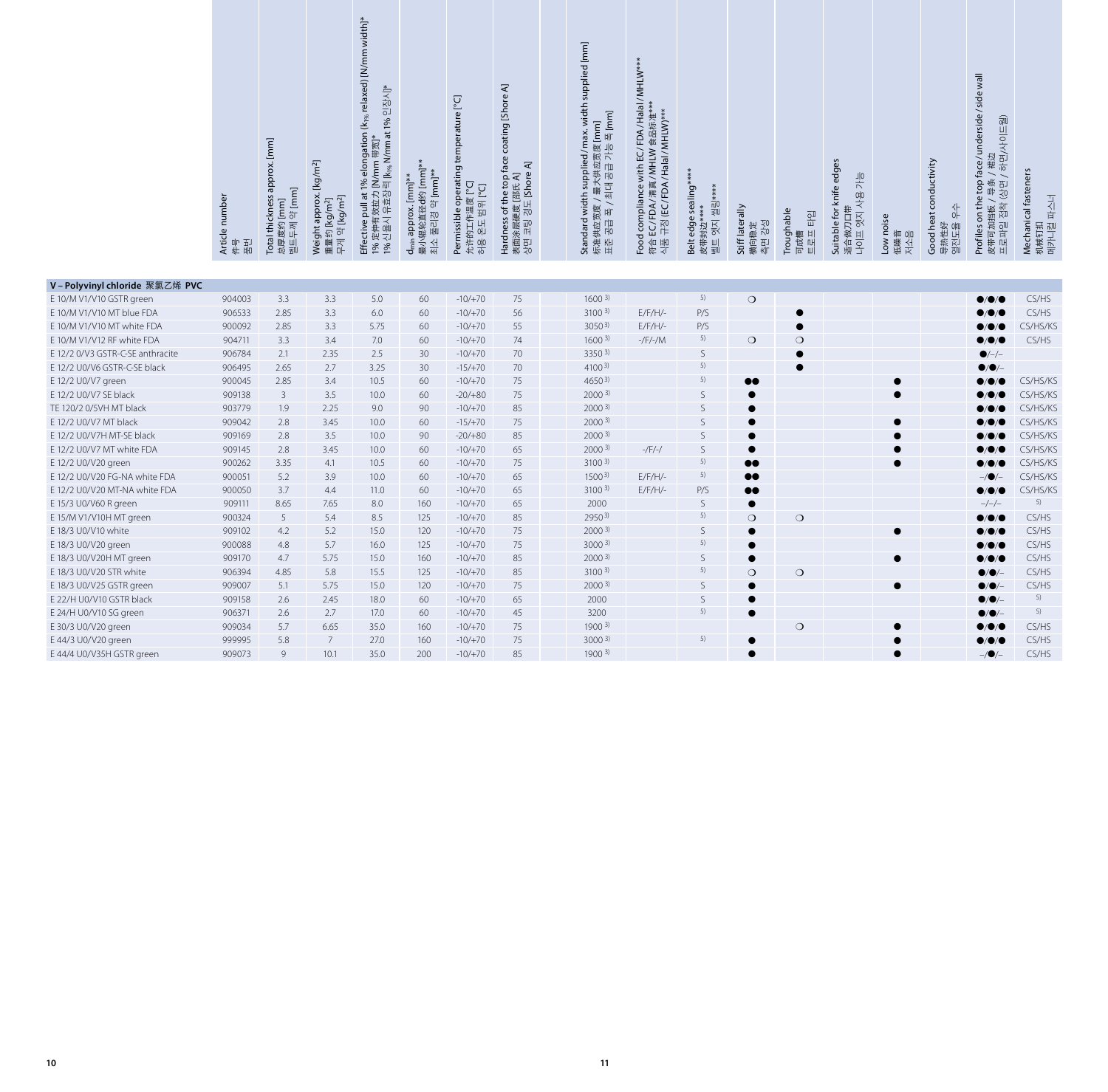| Article number<br>件号<br>품번 | Total thickness approx. [mm]<br>总厚度约 [mm]<br>벨트두께 약 [mm] | Weight approx. [kg/m²]<br>重量约 [kg/m²]<br>무게 약 [kg/m²] | Effective pull at 1% elongation ($k_{1\%}$ relaxed) [N/mm width]*<br>1% 定伸有效拉力 [N/mm 带宽]*<br>1% 신율시 유효장력 [$k_{1\%}$ N/mm at 1% 인장시]* | $d_{min}$ approx. [mm]**<br>最小辊轮直径d约 [mm]**<br>최소 풀리경 약 [mm]** | Permissible operating temperature [°C]<br>允许的工作温度 [°C]<br>허용 온도 범위 [°C] | Hardness of the top face coating [Shore A]<br>表面涂层硬度 [邵氏 A]<br>상면 코팅 경도 [Shore A] | | Standard width supplied / max. width supplied [mm]<br>标准供应宽度 / 最大供应宽度 [mm]<br>표준 공급 폭 / 최대 공급 가능 폭 [mm] | Food compliance with EC / FDA / Halal / MHLW***<br>符合 EC/FDA/清真/MHLW 食品标准***<br>식품 규정 (EC/FDA/Halal/MHLW)*** | Belt edge sealing****<br>皮带封边****<br>벨트 엣지 씰링**** | Stiff laterally<br>横向稳定<br>측면 강성 | Troughable<br>可成槽<br>트로프 타입 | Suitable for knife edges<br>适合做刀口带<br>나이프 엣지 사용 가능 | Low noise<br>低噪音<br>저소음 | Good heat conductivity<br>导热性好<br>열전도율 우수 | Profiles on the top face / underside / side wall<br>皮带可加挡板 / 导条 / 裙边<br>프로파일 접착 (상면 / 하면/사이드월) | Mechanical fasteners<br>机械钉扣<br>메카니컬 파스너 |
|---|---|---|---|---|---|---|---|---|---|---|---|---|---|---|---|---|---|
| **V – Polyvinyl chloride 聚氯乙烯 PVC** | | | | | | | | | | | | | | | | | |
| E 10/M V1/V10 GSTR green | 904003 | 3.3 | 3.3 | 5.0 | 60 | -10/+70 | 75 | 1600 3) | | 5) | ❍ | | | | | ●/●/● | CS/HS |
| E 10/M V1/V10 MT blue FDA | 906533 | 2.85 | 3.3 | 6.0 | 60 | -10/+70 | 56 | 3100 3) | E/F/H/- | P/S | | ● | | | | ●/●/● | CS/HS |
| E 10/M V1/V10 MT white FDA | 900092 | 2.85 | 3.3 | 5.75 | 60 | -10/+70 | 55 | 3050 3) | E/F/H/- | P/S | | ● | | | | ●/●/● | CS/HS/KS |
| E 10/M V1/V12 RF white FDA | 904711 | 3.3 | 3.4 | 7.0 | 60 | -10/+70 | 74 | 1600 3) | -/F/-/M | 5) | ❍ | ❍ | | | | ●/●/● | CS/HS |
| E 12/2 0/V3 GSTR-C-SE anthracite | 906784 | 2.1 | 2.35 | 2.5 | 30 | -10/+70 | 70 | 3350 3) | | S | | ● | | | | ●/–/– | |
| E 12/2 U0/V6 GSTR-C-SE black | 906495 | 2.65 | 2.7 | 3.25 | 30 | -15/+70 | 70 | 4100 3) | | 5) | | ● | | | | ●/●/– | |
| E 12/2 U0/V7 green | 900045 | 2.85 | 3.4 | 10.5 | 60 | -10/+70 | 75 | 4650 3) | | 5) | ●● | | | ● | | ●/●/● | CS/HS/KS |
| E 12/2 U0/V7 SE black | 909138 | 3 | 3.5 | 10.0 | 60 | -20/+80 | 75 | 2000 3) | | S | ● | | | ● | | ●/●/● | CS/HS/KS |
| TE 120/2 0/5VH MT black | 903779 | 1.9 | 2.25 | 9.0 | 90 | -10/+70 | 85 | 2000 3) | | S | ● | | | | | ●/●/● | CS/HS/KS |
| E 12/2 U0/V7 MT black | 909042 | 2.8 | 3.45 | 10.0 | 60 | -15/+70 | 75 | 2000 3) | | S | ● | | | ● | | ●/●/● | CS/HS/KS |
| E 12/2 U0/V7H MT-SE black | 909169 | 2.8 | 3.5 | 10.0 | 90 | -20/+80 | 85 | 2000 3) | | S | ● | | | ● | | ●/●/● | CS/HS/KS |
| E 12/2 U0/V7 MT white FDA | 909145 | 2.8 | 3.45 | 10.0 | 60 | -10/+70 | 65 | 2000 3) | -/F/-/ | S | ● | | | ● | | ●/●/● | CS/HS/KS |
| E 12/2 U0/V20 green | 900262 | 3.35 | 4.1 | 10.5 | 60 | -10/+70 | 75 | 3100 3) | | 5) | ●● | | | ● | | ●/●/● | CS/HS/KS |
| E 12/2 U0/V20 FG-NA white FDA | 900051 | 5.2 | 3.9 | 10.0 | 60 | -10/+70 | 65 | 1500 3) | E/F/H/- | 5) | ●● | | | | | –/●/– | CS/HS/KS |
| E 12/2 U0/V20 MT-NA white FDA | 900050 | 3.7 | 4.4 | 11.0 | 60 | -10/+70 | 65 | 3100 3) | E/F/H/- | P/S | ●● | | | | | ●/●/● | CS/HS/KS |
| E 15/3 U0/V60 R green | 909111 | 8.65 | 7.65 | 8.0 | 160 | -10/+70 | 65 | 2000 | | S | ● | | | | | –/–/– | 5) |
| E 15/M V1/V10H MT green | 900324 | 5 | 5.4 | 8.5 | 125 | -10/+70 | 85 | 2950 3) | | 5) | ❍ | ❍ | | | | ●/●/● | CS/HS |
| E 18/3 U0/V10 white | 909102 | 4.2 | 5.2 | 15.0 | 120 | -10/+70 | 75 | 2000 3) | | S | ● | | | ● | | ●/●/● | CS/HS |
| E 18/3 U0/V20 green | 900088 | 4.8 | 5.7 | 16.0 | 125 | -10/+70 | 75 | 3000 3) | | 5) | ● | | | | | ●/●/● | CS/HS |
| E 18/3 U0/V20H MT green | 909170 | 4.7 | 5.75 | 15.0 | 160 | -10/+70 | 85 | 2000 3) | | S | ● | | | ● | | ●/●/● | CS/HS |
| E 18/3 U0/V20 STR white | 906394 | 4.85 | 5.8 | 15.5 | 125 | -10/+70 | 85 | 3100 3) | | 5) | ❍ | ❍ | | | | ●/●/– | CS/HS |
| E 18/3 U0/V25 GSTR green | 909007 | 5.1 | 5.75 | 15.0 | 120 | -10/+70 | 75 | 2000 3) | | S | ● | | | ● | | ●/●/– | CS/HS |
| E 22/H U0/V10 GSTR black | 909158 | 2.6 | 2.45 | 18.0 | 60 | -10/+70 | 65 | 2000 | | S | ● | | | | | ●/●/– | 5) |
| E 24/H U0/V10 SG green | 906371 | 2.6 | 2.7 | 17.0 | 60 | -10/+70 | 45 | 3200 | | 5) | ● | | | | | ●/●/– | 5) |
| E 30/3 U0/V20 green | 909034 | 5.7 | 6.65 | 35.0 | 160 | -10/+70 | 75 | 1900 3) | | | | ❍ | | ● | | ●/●/● | CS/HS |
| E 44/3 U0/V20 green | 999995 | 5.8 | 7 | 27.0 | 160 | -10/+70 | 75 | 3000 3) | | 5) | ● | | | ● | | ●/●/● | CS/HS |
| E 44/4 U0/V35H GSTR green | 909073 | 9 | 10.1 | 35.0 | 200 | -10/+70 | 85 | 1900 3) | | | ● | | | ● | | –/●/– | CS/HS |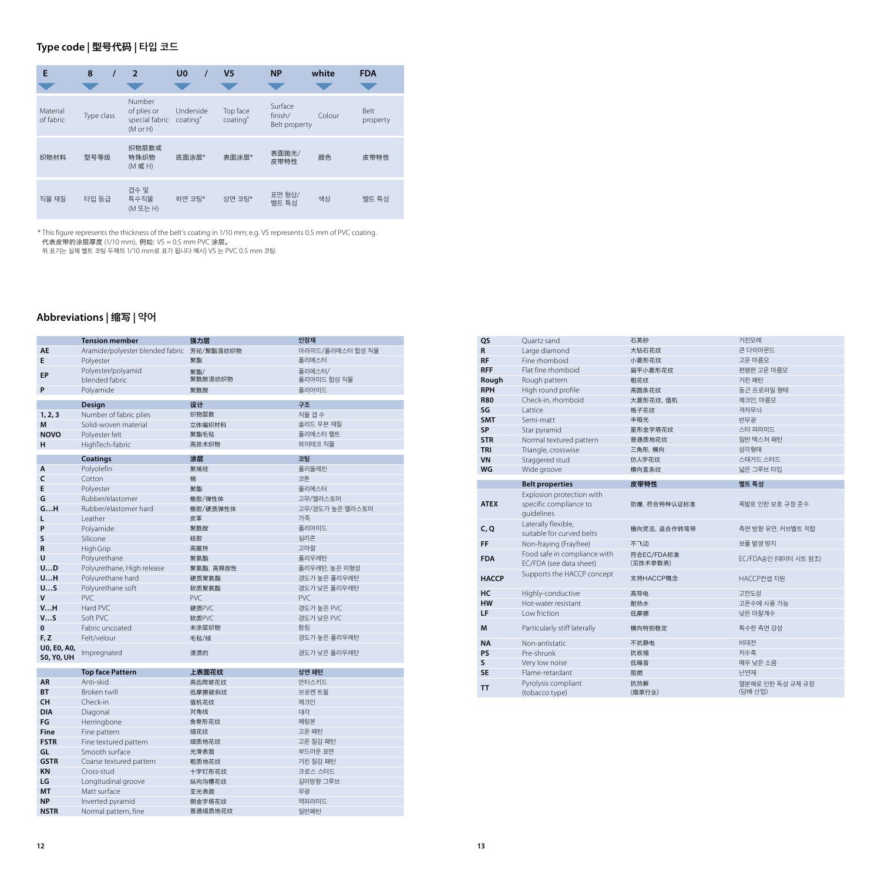## Type code | 型号代码 | 타입 코드

| E | 8 / | 2 | U0 / | V5 | NP | white | FDA |
|---|---|---|---|---|---|---|---|
| Material of fabric | Type class | Number of plies or special fabric (M or H) | Underside coating* | Top face coating* | Surface finish/ Belt property | Colour | Belt property |
| 织物材料 | 型号等级 | 织物层数或 特殊织物 (M 或 H) | 底面涂层* | 表面涂层* | 表面抛光/ 皮带特性 | 颜色 | 皮带特性 |
| 직물 재질 | 타입 등급 | 겹수 및 특수직물 (M 또는 H) | 하면 코팅* | 상면 코팅* | 표면 형상/ 벨트 특성 | 색상 | 벨트 특성 |

\* This figure represents the thickness of the belt's coating in 1/10 mm; e.g. V5 represents 0.5 mm of PVC coating.
代表皮带的涂层厚度 (1/10 mm)。例如: V5 = 0.5 mm PVC 涂层。
위 표기는 실제 벨트 코팅 두께의 1/10 mm로 표기 됩니다 예시) V5 는 PVC 0.5 mm 코팅.

## Abbreviations | 缩写 | 약어

| | Tension member | 强力层 | 인장재 |
|---|---|---|---|
| AE | Aramide/polyester blended fabric | 芳纶/聚酯混纺织物 | 아라미드/폴리에스터 합성 직물 |
| E | Polyester | 聚酯 | 폴리에스터 |
| EP | Polyester/polyamid blended fabric | 聚酯/ 聚酰胺混纺织物 | 폴리에스터/ 폴리아미드 합성 직물 |
| P | Polyamide | 聚酰胺 | 폴리아미드 |

| | Design | 设计 | 구조 |
|---|---|---|---|
| 1, 2, 3 | Number of fabric plies | 织物层数 | 직물 겹 수 |
| M | Solid-woven material | 立体编织材料 | 솔리드 우븐 재질 |
| NOVO | Polyester felt | 聚酯毛毡 | 폴리에스터 펠트 |
| H | HighTech-fabric | 高技术织物 | 하이테크 직물 |

| | Coatings | 涂层 | 코팅 |
|---|---|---|---|
| A | Polyolefin | 聚烯烃 | 폴리올레핀 |
| C | Cotton | 棉 | 코튼 |
| E | Polyester | 聚酯 | 폴리에스터 |
| G | Rubber/elastomer | 橡胶/弹性体 | 고무/엘라스토머 |
| G…H | Rubber/elastomer hard | 橡胶/硬质弹性体 | 고무/경도가 높은 엘라스토머 |
| L | Leather | 皮革 | 가죽 |
| P | Polyamide | 聚酰胺 | 폴리아미드 |
| S | Silicone | 硅胶 | 실리콘 |
| R | HighGrip | 高握持 | 고마찰 |
| U | Polyurethane | 聚氨酯 | 폴리우레탄 |
| U…D | Polyurethane, High release | 聚氨酯, 高释放性 | 폴리우레탄, 높은 이형성 |
| U…H | Polyurethane hard | 硬质聚氨酯 | 경도가 높은 폴리우레탄 |
| U…S | Polyurethane soft | 软质聚氨酯 | 경도가 낮은 폴리우레탄 |
| V | PVC | PVC | PVC |
| V…H | Hard PVC | 硬质PVC | 경도가 높은 PVC |
| V…S | Soft PVC | 软质PVC | 경도가 낮은 PVC |
| 0 | Fabric uncoated | 未涂层织物 | 함침 |
| F, Z | Felt/velour | 毛毡/绒 | 경도가 높은 폴리우레탄 |
| U0, E0, A0, S0, Y0, UH | Impregnated | 浸渍的 | 경도가 낮은 폴리우레탄 |

| | Top face Pattern | 上表面花纹 | 상면 패턴 |
|---|---|---|---|
| AR | Anti-skid | 高齿爬坡花纹 | 안티스키드 |
| BT | Broken twill | 低摩擦破斜纹 | 브로큰 트윌 |
| CH | Check-in | 值机花纹 | 체크인 |
| DIA | Diagonal | 对角线 | 대각 |
| FG | Herringbone | 鱼骨形花纹 | 헤링본 |
| Fine | Fine pattern | 细花纹 | 고운 패턴 |
| FSTR | Fine textured pattern | 细质地花纹 | 고운 질감 패턴 |
| GL | Smooth surface | 光滑表面 | 부드러운 표면 |
| GSTR | Coarse textured pattern | 粗质地花纹 | 거친 질감 패턴 |
| KN | Cross-stud | 十字钉形花纹 | 크로스 스터드 |
| LG | Longitudinal groove | 纵向沟槽花纹 | 길이방향 그루브 |
| MT | Matt surface | 亚光表面 | 무광 |
| NP | Inverted pyramid | 倒金字塔花纹 | 역피라미드 |
| NSTR | Normal pattern, fine | 普通细质地花纹 | 일반패턴 |
| QS | Quartz sand | 石英砂 | 거친모래 |
| R | Large diamond | 大钻石花纹 | 큰 다이아몬드 |
| RF | Fine rhomboid | 小菱形花纹 | 고운 마름모 |
| RFF | Flat fine rhomboid | 扁平小菱形花纹 | 편평한 고운 마름모 |
| Rough | Rough pattern | 粗花纹 | 거친 패턴 |
| RPH | High round profile | 高圆条花纹 | 둥근 프로파일 형태 |
| R80 | Check-in, rhomboid | 大菱形花纹, 值机 | 체크인, 마름모 |
| SG | Lattice | 格子花纹 | 격자무늬 |
| SMT | Semi-matt | 半哑光 | 반무광 |
| SP | Star pyramid | 星形金字塔花纹 | 스타 피라미드 |
| STR | Normal textured pattern | 普通质地花纹 | 일반 텍스쳐 패턴 |
| TRI | Triangle, crosswise | 三角形, 横向 | 삼각형태 |
| VN | Staggered stud | 仿人字花纹 | 스태거드 스터드 |
| WG | Wide groove | 横向直条纹 | 넓은 그루브 타입 |

| | Belt properties | 皮带特性 | 벨트 특성 |
|---|---|---|---|
| ATEX | Explosion protection with specific compliance to guidelines | 防爆, 符合特种认证标准 | 폭발로 인한 보호 규정 준수 |
| C, Q | Laterally flexible, suitable for curved belts | 横向灵活, 适合作转弯带 | 측면 방향 유연, 커브벨트 적합 |
| FF | Non-fraying (Frayfree) | 不飞边 | 보풀 발생 방지 |
| FDA | Food safe in compliance with EC/FDA (see data sheet) | 符合EC/FDA标准 (见技术参数表) | EC/FDA승인 (데이터 시트 참조) |
| HACCP | Supports the HACCP concept | 支持HACCP概念 | HACCP컨셉 지원 |
| HC | Highly-conductive | 高导电 | 고전도성 |
| HW | Hot-water resistant | 耐热水 | 고온수에 사용 가능 |
| LF | Low friction | 低摩擦 | 낮은 마찰계수 |
| M | Particularly stiff laterally | 横向特别稳定 | 특수한 측면 강성 |
| NA | Non-antistatic | 不抗静电 | 비대전 |
| PS | Pre-shrunk | 抗收缩 | 저수축 |
| S | Very low noise | 低噪音 | 매우 낮은 소음 |
| SE | Flame-retardant | 阻燃 | 난연재 |
| TT | Pyrolysis compliant (tobacco type) | 抗热解 (烟草行业) | 열분해로 인한 독성 규제 규정 (담배 산업) |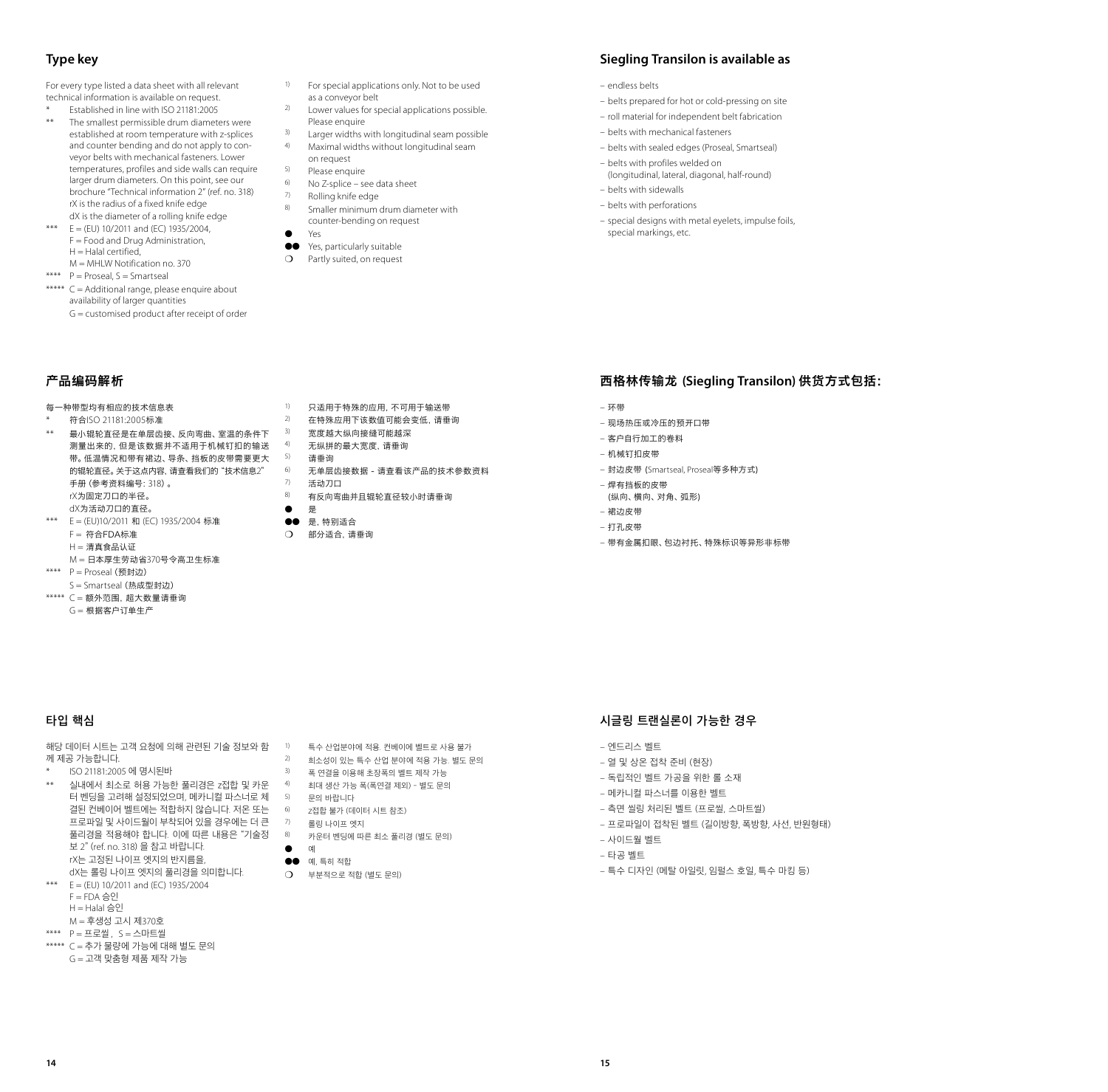## Type key

For every type listed a data sheet with all relevant technical information is available on request.

- \* Established in line with ISO 21181:2005
- \*\* The smallest permissible drum diameters were established at room temperature with z-splices and counter bending and do not apply to conveyor belts with mechanical fasteners. Lower temperatures, profiles and side walls can require larger drum diameters. On this point, see our brochure "Technical information 2" (ref. no. 318)
  rX is the radius of a fixed knife edge
  dX is the diameter of a rolling knife edge
- \*\*\* E = (EU) 10/2011 and (EC) 1935/2004,
  F = Food and Drug Administration,
  H = Halal certified,
  M = MHLW Notification no. 370
- \*\*\*\* P = Proseal, S = Smartseal
- \*\*\*\*\* C = Additional range, please enquire about availability of larger quantities
  G = customised product after receipt of order

1) For special applications only. Not to be used as a conveyor belt
2) Lower values for special applications possible. Please enquire
3) Larger widths with longitudinal seam possible
4) Maximal widths without longitudinal seam on request
5) Please enquire
6) No Z-splice – see data sheet
7) Rolling knife edge
8) Smaller minimum drum diameter with counter-bending on request

● Yes
●● Yes, particularly suitable
❍ Partly suited, on request

## Siegling Transilon is available as

- endless belts
- belts prepared for hot or cold-pressing on site
- roll material for independent belt fabrication
- belts with mechanical fasteners
- belts with sealed edges (Proseal, Smartseal)
- belts with profiles welded on (longitudinal, lateral, diagonal, half-round)
- belts with sidewalls
- belts with perforations
- special designs with metal eyelets, impulse foils, special markings, etc.

## 产品编码解析

每一种带型均有相应的技术信息表

- \* 符合ISO 21181:2005标准
- \*\* 最小辊轮直径是在单层齿接、反向弯曲、室温的条件下测量出来的，但是该数据并不适用于机械钉扣的输送带。低温情况和带有裙边、导条、挡板的皮带需要更大的辊轮直径。关于这点内容，请查看我们的"技术信息2"手册（参考资料编号：318）。
  rX为固定刀口的半径。
  dX为活动刀口的直径。
- \*\*\* E = (EU)10/2011 和 (EC) 1935/2004 标准
  F = 符合FDA标准
  H = 清真食品认证
  M = 日本厚生劳动省370号令高卫生标准
- \*\*\*\* P = Proseal（预封边）
  S = Smartseal（热成型封边）
- \*\*\*\*\* C = 额外范围，超大数量请垂询
  G = 根据客户订单生产

1) 只适用于特殊的应用，不可用于输送带
2) 在特殊应用下该数值可能会变低，请垂询
3) 宽度越大纵向接缝可能越深
4) 无纵拼的最大宽度，请垂询
5) 请垂询
6) 无单层齿接数据 - 请查看该产品的技术参数资料
7) 活动刀口
8) 有反向弯曲并且辊轮直径较小时请垂询

● 是
●● 是，特别适合
❍ 部分适合，请垂询

## 西格林传输龙 (Siegling Transilon) 供货方式包括：

- 环带
- 现场热压或冷压的预开口带
- 客户自行加工的卷料
- 机械钉扣皮带
- 封边皮带（Smartseal, Proseal等多种方式）
- 焊有挡板的皮带
  （纵向、横向、对角、弧形）
- 裙边皮带
- 打孔皮带
- 带有金属扣眼、包边衬托、特殊标识等异形非标带

## 타입 핵심

해당 데이터 시트는 고객 요청에 의해 관련된 기술 정보와 함께 제공 가능합니다.

- \* ISO 21181:2005 에 명시된바
- \*\* 실내에서 최소로 허용 가능한 풀리경은 z접합 및 카운터 벤딩을 고려해 설정되었으며, 메카니컬 파스너로 체결된 컨베이어 벨트에는 적합하지 않습니다. 저온 또는 프로파일 및 사이드월이 부착되어 있을 경우에는 더 큰 풀리경을 적용해야 합니다. 이에 따른 내용은 "기술정보 2" (ref. no. 318) 을 참고 바랍니다.
  rX는 고정된 나이프 엣지의 반지름을,
  dX는 롤링 나이프 엣지의 풀리경을 의미합니다.
- \*\*\* E = (EU) 10/2011 and (EC) 1935/2004
  F = FDA 승인
  H = Halal 승인
  M = 후생성 고시 제370호
- \*\*\*\* P = 프로씰 , S = 스마트씰
- \*\*\*\*\* C = 추가 물량에 가능에 대해 별도 문의
  G = 고객 맞춤형 제품 제작 가능

1) 특수 산업분야에 적용. 컨베이에 벨트로 사용 불가
2) 희소성이 있는 특수 산업 분야에 적용 가능. 별도 문의
3) 폭 연결을 이용해 초장폭의 벨트 제작 가능
4) 최대 생산 가능 폭(폭연결 제외) - 별도 문의
5) 문의 바랍니다
6) z접합 불가 (데이터 시트 참조)
7) 롤링 나이프 엣지
8) 카운터 벤딩에 따른 최소 풀리경 (별도 문의)

● 예
●● 예, 특히 적합
❍ 부분적으로 적합 (별도 문의)

## 시글링 트랜실론이 가능한 경우

- 엔드리스 벨트
- 열 및 상온 접착 준비 (현장)
- 독립적인 벨트 가공을 위한 롤 소재
- 메카니컬 파스너를 이용한 벨트
- 측면 씰링 처리된 벨트 (프로씰, 스마트씰)
- 프로파일이 접착된 벨트 (길이방향, 폭방향, 사선, 반원형태)
- 사이드월 벨트
- 타공 벨트
- 특수 디자인 (메탈 아일릿, 임펄스 호일, 특수 마킹 등)